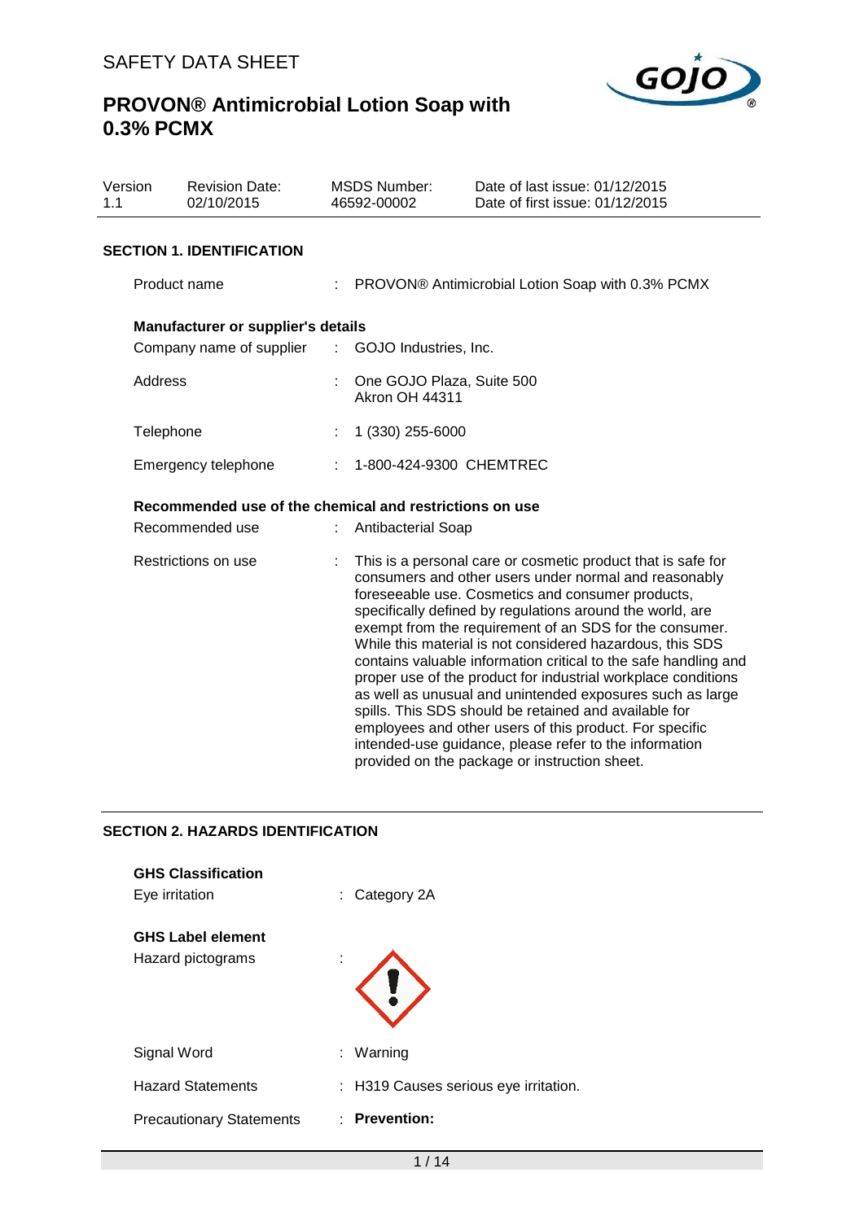# SAFETY DATA SHEET

## PROVON® Antimicrobial Lotion Soap with 0.3% PCMX

| Version | Revision Date: | MSDS Number: | Date of last issue: 01/12/2015 |
|---|---|---|---|
| 1.1 | 02/10/2015 | 46592-00002 | Date of first issue: 01/12/2015 |

### SECTION 1. IDENTIFICATION

Product name : PROVON® Antimicrobial Lotion Soap with 0.3% PCMX

**Manufacturer or supplier's details**

Company name of supplier : GOJO Industries, Inc.

Address : One GOJO Plaza, Suite 500
Akron OH 44311

Telephone : 1 (330) 255-6000

Emergency telephone : 1-800-424-9300 CHEMTREC

**Recommended use of the chemical and restrictions on use**

Recommended use : Antibacterial Soap

Restrictions on use : This is a personal care or cosmetic product that is safe for consumers and other users under normal and reasonably foreseeable use. Cosmetics and consumer products, specifically defined by regulations around the world, are exempt from the requirement of an SDS for the consumer. While this material is not considered hazardous, this SDS contains valuable information critical to the safe handling and proper use of the product for industrial workplace conditions as well as unusual and unintended exposures such as large spills. This SDS should be retained and available for employees and other users of this product. For specific intended-use guidance, please refer to the information provided on the package or instruction sheet.

### SECTION 2. HAZARDS IDENTIFICATION

**GHS Classification**

Eye irritation : Category 2A

**GHS Label element**

Hazard pictograms :

Signal Word : Warning

Hazard Statements : H319 Causes serious eye irritation.

Precautionary Statements : **Prevention:**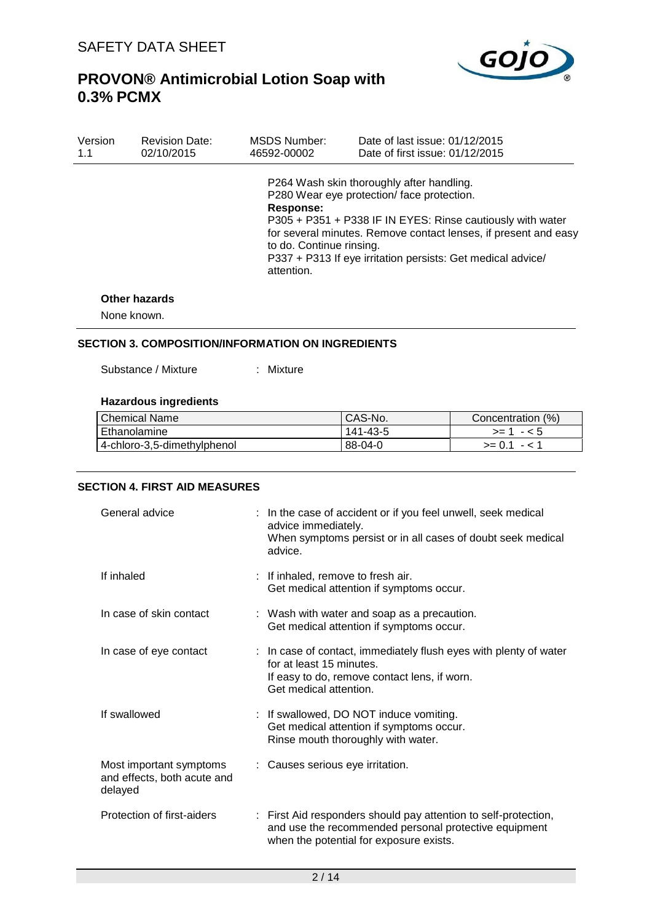P264 Wash skin thoroughly after handling.
P280 Wear eye protection/ face protection.

**Response:**

P305 + P351 + P338 IF IN EYES: Rinse cautiously with water for several minutes. Remove contact lenses, if present and easy to do. Continue rinsing.
P337 + P313 If eye irritation persists: Get medical advice/ attention.

**Other hazards**

None known.

## SECTION 3. COMPOSITION/INFORMATION ON INGREDIENTS

Substance / Mixture : Mixture

**Hazardous ingredients**

| Chemical Name | CAS-No. | Concentration (%) |
|---|---|---|
| Ethanolamine | 141-43-5 | >= 1 - < 5 |
| 4-chloro-3,5-dimethylphenol | 88-04-0 | >= 0.1 - < 1 |

## SECTION 4. FIRST AID MEASURES

General advice : In the case of accident or if you feel unwell, seek medical advice immediately.
When symptoms persist or in all cases of doubt seek medical advice.

If inhaled : If inhaled, remove to fresh air.
Get medical attention if symptoms occur.

In case of skin contact : Wash with water and soap as a precaution.
Get medical attention if symptoms occur.

In case of eye contact : In case of contact, immediately flush eyes with plenty of water for at least 15 minutes.
If easy to do, remove contact lens, if worn.
Get medical attention.

If swallowed : If swallowed, DO NOT induce vomiting.
Get medical attention if symptoms occur.
Rinse mouth thoroughly with water.

Most important symptoms and effects, both acute and delayed : Causes serious eye irritation.

Protection of first-aiders : First Aid responders should pay attention to self-protection, and use the recommended personal protective equipment when the potential for exposure exists.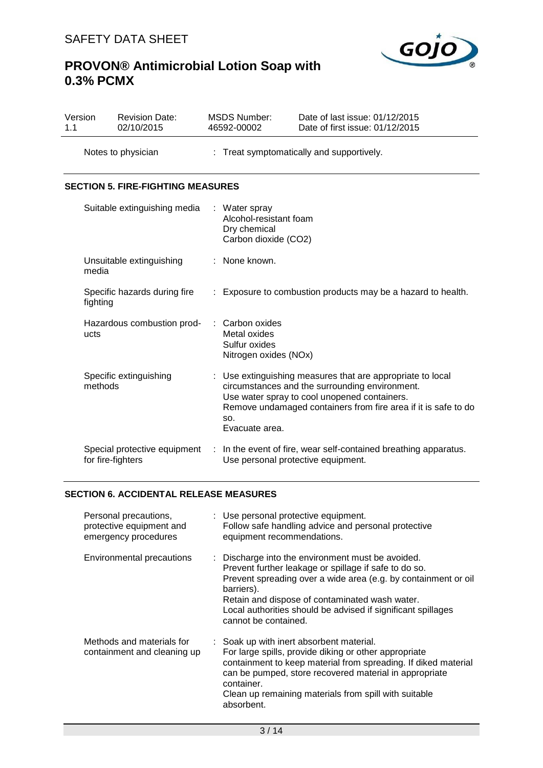| Version 1.1 | Revision Date: 02/10/2015 | MSDS Number: 46592-00002 | Date of last issue: 01/12/2015<br>Date of first issue: 01/12/2015 |
|---|---|---|---|

| | |
|---|---|
| Notes to physician | : Treat symptomatically and supportively. |

## SECTION 5. FIRE-FIGHTING MEASURES

| | |
|---|---|
| Suitable extinguishing media | : Water spray<br>Alcohol-resistant foam<br>Dry chemical<br>Carbon dioxide ($CO_2$) |
| Unsuitable extinguishing media | : None known. |
| Specific hazards during fire fighting | : Exposure to combustion products may be a hazard to health. |
| Hazardous combustion products | : Carbon oxides<br>Metal oxides<br>Sulfur oxides<br>Nitrogen oxides (NOx) |
| Specific extinguishing methods | : Use extinguishing measures that are appropriate to local circumstances and the surrounding environment.<br>Use water spray to cool unopened containers.<br>Remove undamaged containers from fire area if it is safe to do so.<br>Evacuate area. |
| Special protective equipment for fire-fighters | : In the event of fire, wear self-contained breathing apparatus.<br>Use personal protective equipment. |

## SECTION 6. ACCIDENTAL RELEASE MEASURES

| | |
|---|---|
| Personal precautions, protective equipment and emergency procedures | : Use personal protective equipment.<br>Follow safe handling advice and personal protective equipment recommendations. |
| Environmental precautions | : Discharge into the environment must be avoided.<br>Prevent further leakage or spillage if safe to do so.<br>Prevent spreading over a wide area (e.g. by containment or oil barriers).<br>Retain and dispose of contaminated wash water.<br>Local authorities should be advised if significant spillages cannot be contained. |
| Methods and materials for containment and cleaning up | : Soak up with inert absorbent material.<br>For large spills, provide diking or other appropriate containment to keep material from spreading. If diked material can be pumped, store recovered material in appropriate container.<br>Clean up remaining materials from spill with suitable absorbent. |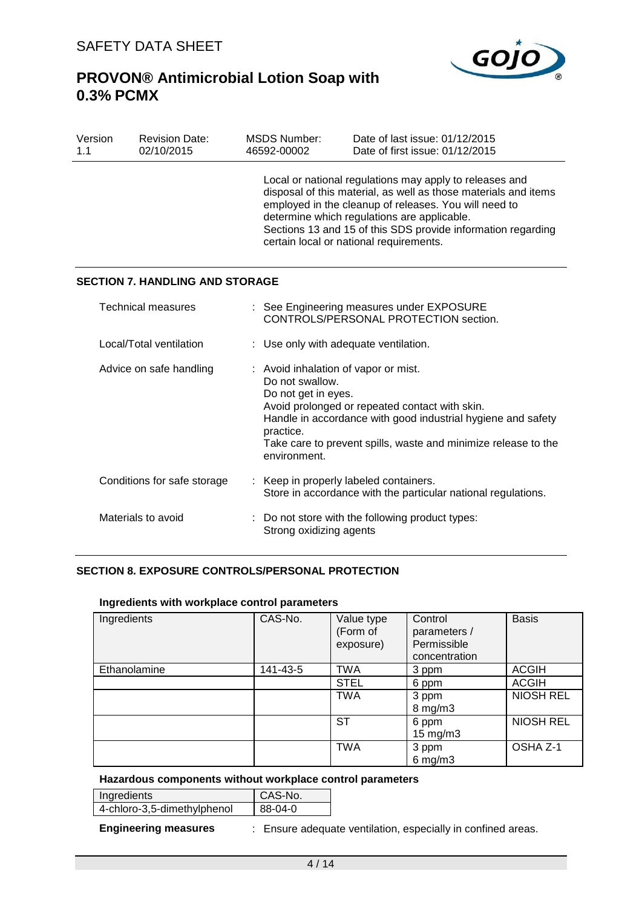Local or national regulations may apply to releases and disposal of this material, as well as those materials and items employed in the cleanup of releases. You will need to determine which regulations are applicable.
Sections 13 and 15 of this SDS provide information regarding certain local or national requirements.

## SECTION 7. HANDLING AND STORAGE

| | |
|---|---|
| Technical measures | : See Engineering measures under EXPOSURE CONTROLS/PERSONAL PROTECTION section. |
| Local/Total ventilation | : Use only with adequate ventilation. |
| Advice on safe handling | : Avoid inhalation of vapor or mist.<br>Do not swallow.<br>Do not get in eyes.<br>Avoid prolonged or repeated contact with skin.<br>Handle in accordance with good industrial hygiene and safety practice.<br>Take care to prevent spills, waste and minimize release to the environment. |
| Conditions for safe storage | : Keep in properly labeled containers.<br>Store in accordance with the particular national regulations. |
| Materials to avoid | : Do not store with the following product types:<br>Strong oxidizing agents |

## SECTION 8. EXPOSURE CONTROLS/PERSONAL PROTECTION

### Ingredients with workplace control parameters

| Ingredients | CAS-No. | Value type (Form of exposure) | Control parameters / Permissible concentration | Basis |
|---|---|---|---|---|
| Ethanolamine | 141-43-5 | TWA | 3 ppm | ACGIH |
| | | STEL | 6 ppm | ACGIH |
| | | TWA | 3 ppm<br>8 mg/m3 | NIOSH REL |
| | | ST | 6 ppm<br>15 mg/m3 | NIOSH REL |
| | | TWA | 3 ppm<br>6 mg/m3 | OSHA Z-1 |

### Hazardous components without workplace control parameters

| Ingredients | CAS-No. |
|---|---|
| 4-chloro-3,5-dimethylphenol | 88-04-0 |

**Engineering measures** : Ensure adequate ventilation, especially in confined areas.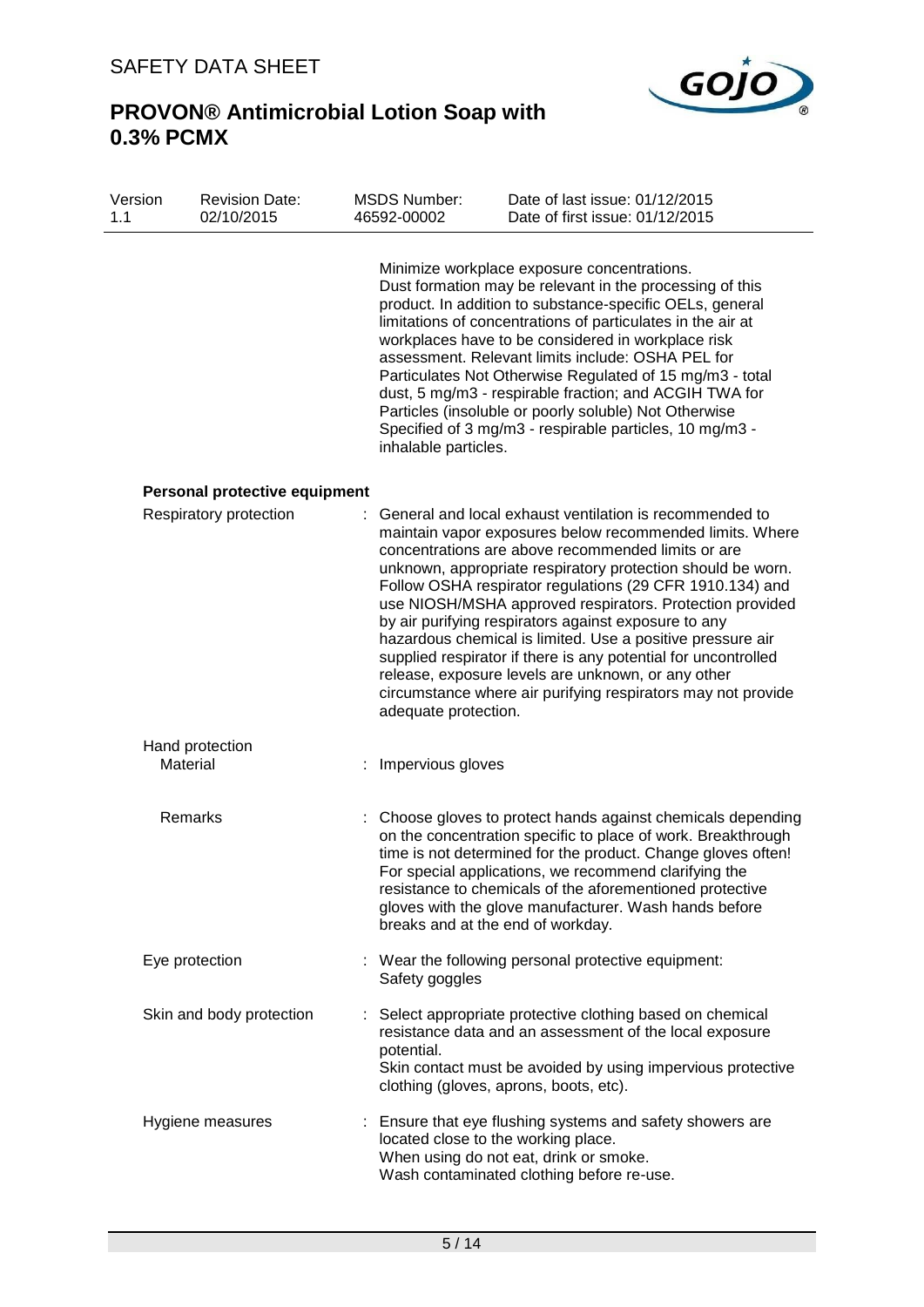Minimize workplace exposure concentrations.
Dust formation may be relevant in the processing of this product. In addition to substance-specific OELs, general limitations of concentrations of particulates in the air at workplaces have to be considered in workplace risk assessment. Relevant limits include: OSHA PEL for Particulates Not Otherwise Regulated of 15 mg/m3 - total dust, 5 mg/m3 - respirable fraction; and ACGIH TWA for Particles (insoluble or poorly soluble) Not Otherwise Specified of 3 mg/m3 - respirable particles, 10 mg/m3 - inhalable particles.

**Personal protective equipment**

Respiratory protection : General and local exhaust ventilation is recommended to maintain vapor exposures below recommended limits. Where concentrations are above recommended limits or are unknown, appropriate respiratory protection should be worn. Follow OSHA respirator regulations (29 CFR 1910.134) and use NIOSH/MSHA approved respirators. Protection provided by air purifying respirators against exposure to any hazardous chemical is limited. Use a positive pressure air supplied respirator if there is any potential for uncontrolled release, exposure levels are unknown, or any other circumstance where air purifying respirators may not provide adequate protection.

Hand protection

Material : Impervious gloves

Remarks : Choose gloves to protect hands against chemicals depending on the concentration specific to place of work. Breakthrough time is not determined for the product. Change gloves often! For special applications, we recommend clarifying the resistance to chemicals of the aforementioned protective gloves with the glove manufacturer. Wash hands before breaks and at the end of workday.

Eye protection : Wear the following personal protective equipment:
Safety goggles

Skin and body protection : Select appropriate protective clothing based on chemical resistance data and an assessment of the local exposure potential.
Skin contact must be avoided by using impervious protective clothing (gloves, aprons, boots, etc).

Hygiene measures : Ensure that eye flushing systems and safety showers are located close to the working place.
When using do not eat, drink or smoke.
Wash contaminated clothing before re-use.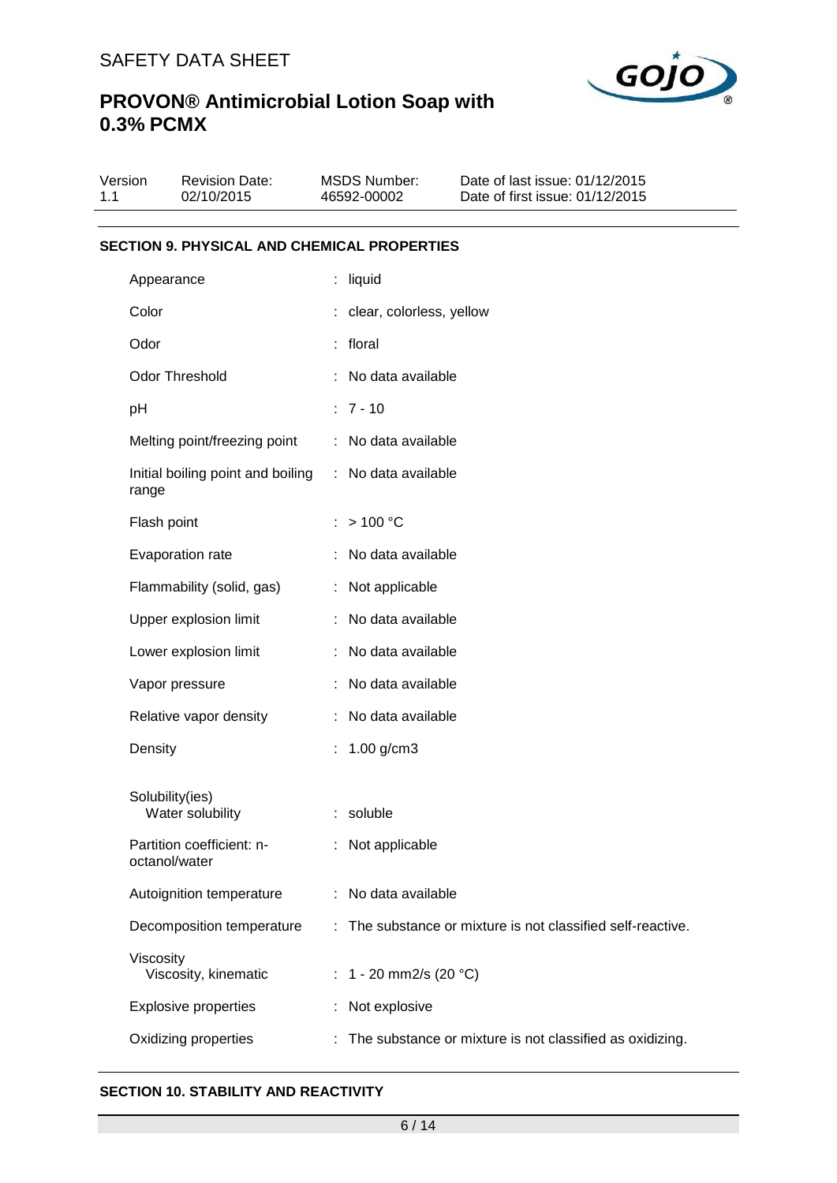## SECTION 9. PHYSICAL AND CHEMICAL PROPERTIES

| Property | Value |
|---|---|
| Appearance | liquid |
| Color | clear, colorless, yellow |
| Odor | floral |
| Odor Threshold | No data available |
| pH | 7 - 10 |
| Melting point/freezing point | No data available |
| Initial boiling point and boiling range | No data available |
| Flash point | > 100 °C |
| Evaporation rate | No data available |
| Flammability (solid, gas) | Not applicable |
| Upper explosion limit | No data available |
| Lower explosion limit | No data available |
| Vapor pressure | No data available |
| Relative vapor density | No data available |
| Density | 1.00 g/cm3 |
| Solubility(ies) | |
| Water solubility | soluble |
| Partition coefficient: n-octanol/water | Not applicable |
| Autoignition temperature | No data available |
| Decomposition temperature | The substance or mixture is not classified self-reactive. |
| Viscosity | |
| Viscosity, kinematic | 1 - 20 mm2/s (20 °C) |
| Explosive properties | Not explosive |
| Oxidizing properties | The substance or mixture is not classified as oxidizing. |

## SECTION 10. STABILITY AND REACTIVITY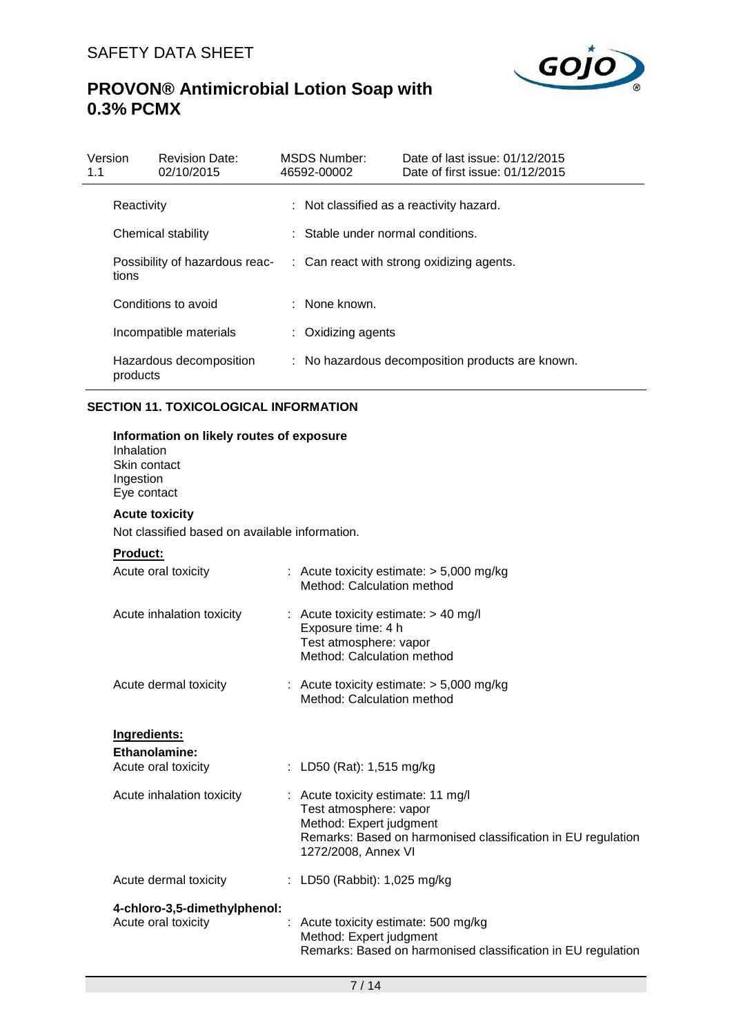| | |
|---|---|
| Reactivity | : Not classified as a reactivity hazard. |
| Chemical stability | : Stable under normal conditions. |
| Possibility of hazardous reactions | : Can react with strong oxidizing agents. |
| Conditions to avoid | : None known. |
| Incompatible materials | : Oxidizing agents |
| Hazardous decomposition products | : No hazardous decomposition products are known. |

## SECTION 11. TOXICOLOGICAL INFORMATION

**Information on likely routes of exposure**
Inhalation
Skin contact
Ingestion
Eye contact

**Acute toxicity**

Not classified based on available information.

**Product:**

| | |
|---|---|
| Acute oral toxicity | : Acute toxicity estimate: > 5,000 mg/kg<br>Method: Calculation method |
| Acute inhalation toxicity | : Acute toxicity estimate: > 40 mg/l<br>Exposure time: 4 h<br>Test atmosphere: vapor<br>Method: Calculation method |
| Acute dermal toxicity | : Acute toxicity estimate: > 5,000 mg/kg<br>Method: Calculation method |

**Ingredients:**

**Ethanolamine:**

| | |
|---|---|
| Acute oral toxicity | : LD50 (Rat): 1,515 mg/kg |
| Acute inhalation toxicity | : Acute toxicity estimate: 11 mg/l<br>Test atmosphere: vapor<br>Method: Expert judgment<br>Remarks: Based on harmonised classification in EU regulation 1272/2008, Annex VI |
| Acute dermal toxicity | : LD50 (Rabbit): 1,025 mg/kg |

**4-chloro-3,5-dimethylphenol:**

| | |
|---|---|
| Acute oral toxicity | : Acute toxicity estimate: 500 mg/kg<br>Method: Expert judgment<br>Remarks: Based on harmonised classification in EU regulation |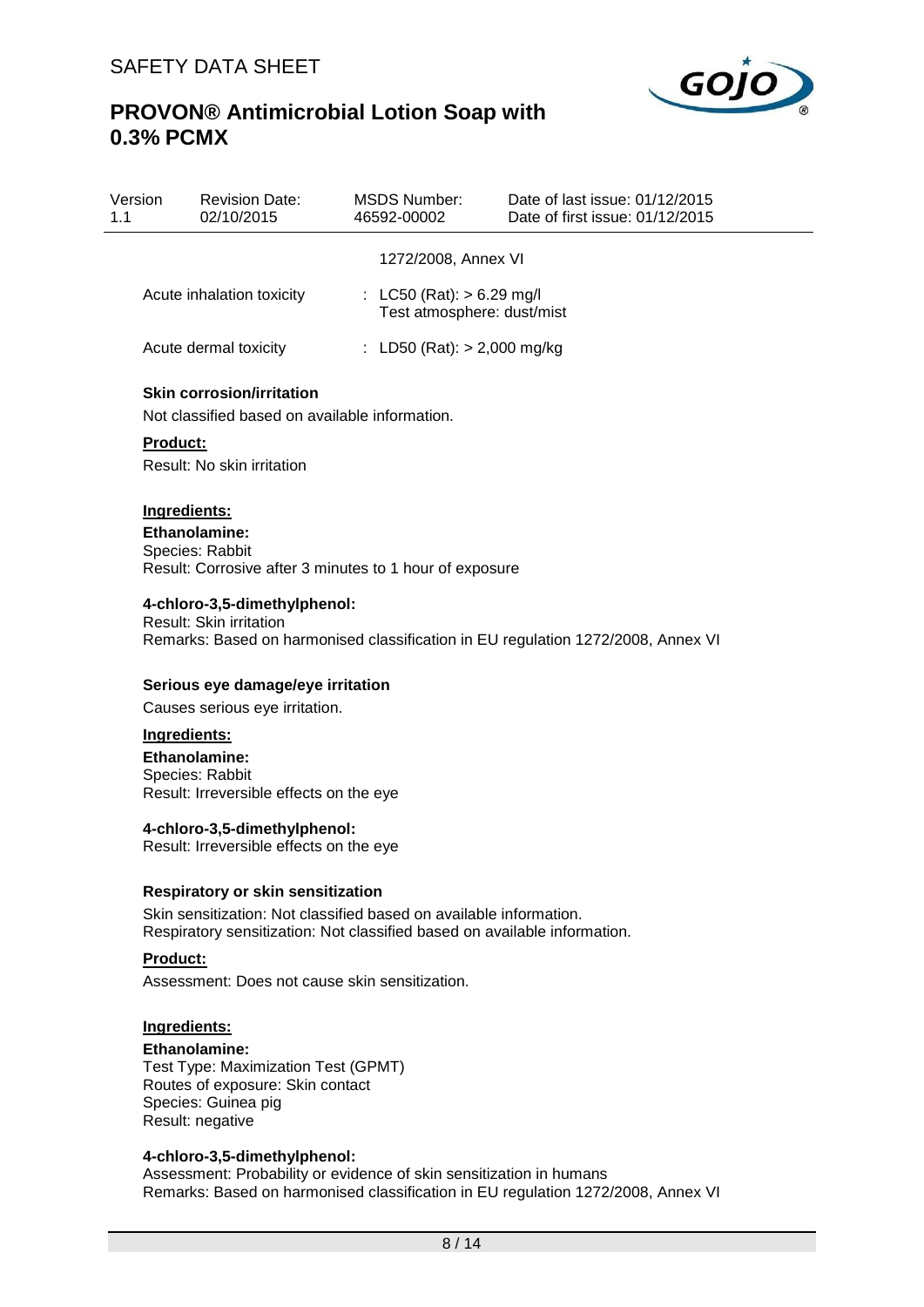1272/2008, Annex VI

Acute inhalation toxicity : LC50 (Rat): > 6.29 mg/l
Test atmosphere: dust/mist

Acute dermal toxicity : LD50 (Rat): > 2,000 mg/kg

**Skin corrosion/irritation**

Not classified based on available information.

**Product:**

Result: No skin irritation

**Ingredients:**

**Ethanolamine:**
Species: Rabbit
Result: Corrosive after 3 minutes to 1 hour of exposure

**4-chloro-3,5-dimethylphenol:**
Result: Skin irritation
Remarks: Based on harmonised classification in EU regulation 1272/2008, Annex VI

**Serious eye damage/eye irritation**

Causes serious eye irritation.

**Ingredients:**

**Ethanolamine:**
Species: Rabbit
Result: Irreversible effects on the eye

**4-chloro-3,5-dimethylphenol:**
Result: Irreversible effects on the eye

**Respiratory or skin sensitization**

Skin sensitization: Not classified based on available information.
Respiratory sensitization: Not classified based on available information.

**Product:**

Assessment: Does not cause skin sensitization.

**Ingredients:**

**Ethanolamine:**
Test Type: Maximization Test (GPMT)
Routes of exposure: Skin contact
Species: Guinea pig
Result: negative

**4-chloro-3,5-dimethylphenol:**
Assessment: Probability or evidence of skin sensitization in humans
Remarks: Based on harmonised classification in EU regulation 1272/2008, Annex VI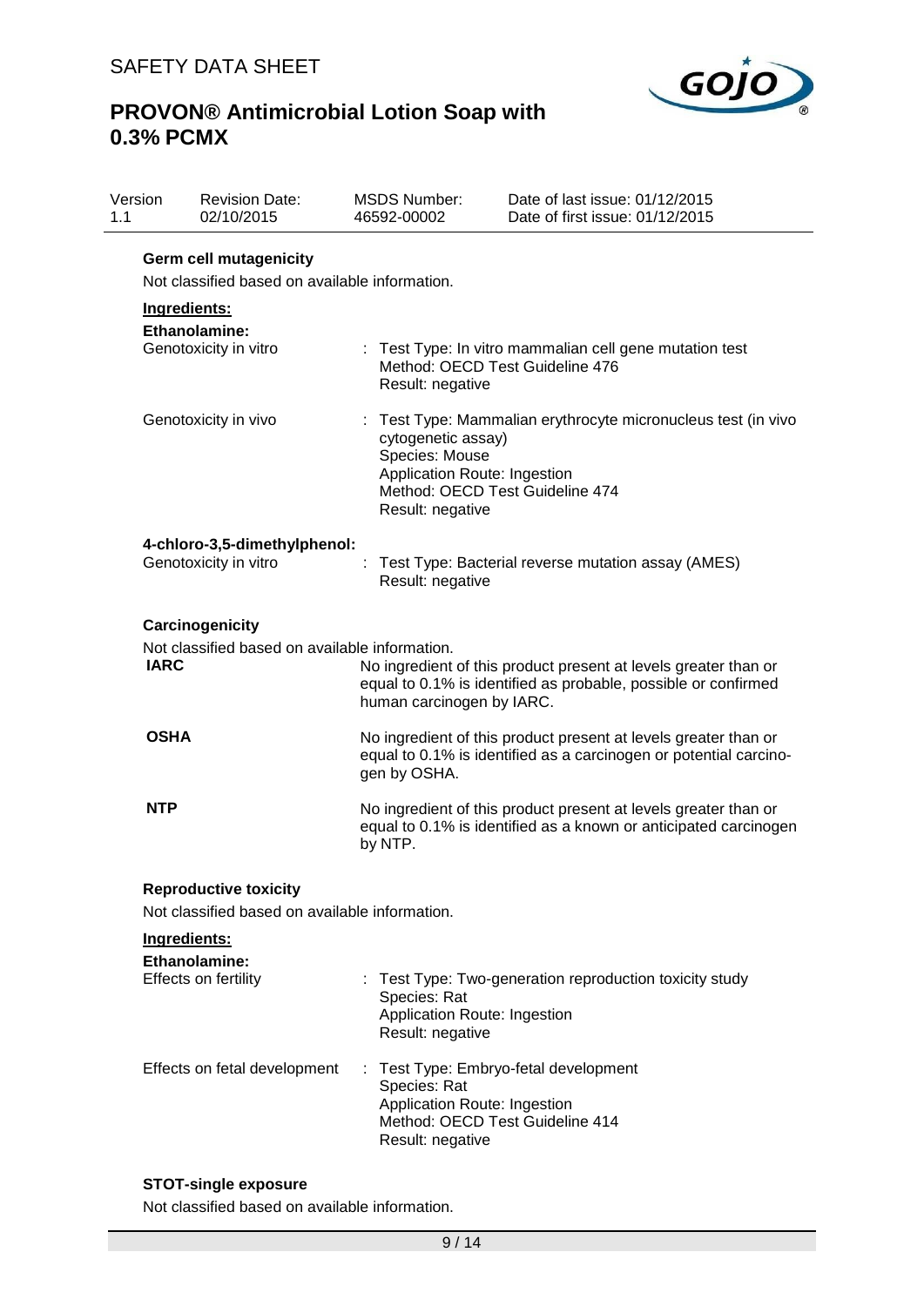#### Germ cell mutagenicity

Not classified based on available information.

**Ingredients:**

**Ethanolamine:**

| | |
|---|---|
| Genotoxicity in vitro | : Test Type: In vitro mammalian cell gene mutation test<br>Method: OECD Test Guideline 476<br>Result: negative |
| Genotoxicity in vivo | : Test Type: Mammalian erythrocyte micronucleus test (in vivo cytogenetic assay)<br>Species: Mouse<br>Application Route: Ingestion<br>Method: OECD Test Guideline 474<br>Result: negative |

**4-chloro-3,5-dimethylphenol:**

| | |
|---|---|
| Genotoxicity in vitro | : Test Type: Bacterial reverse mutation assay (AMES)<br>Result: negative |

#### Carcinogenicity

Not classified based on available information.

| | |
|---|---|
| **IARC** | No ingredient of this product present at levels greater than or equal to 0.1% is identified as probable, possible or confirmed human carcinogen by IARC. |
| **OSHA** | No ingredient of this product present at levels greater than or equal to 0.1% is identified as a carcinogen or potential carcinogen by OSHA. |
| **NTP** | No ingredient of this product present at levels greater than or equal to 0.1% is identified as a known or anticipated carcinogen by NTP. |

#### Reproductive toxicity

Not classified based on available information.

**Ingredients:**

**Ethanolamine:**

| | |
|---|---|
| Effects on fertility | : Test Type: Two-generation reproduction toxicity study<br>Species: Rat<br>Application Route: Ingestion<br>Result: negative |
| Effects on fetal development | : Test Type: Embryo-fetal development<br>Species: Rat<br>Application Route: Ingestion<br>Method: OECD Test Guideline 414<br>Result: negative |

#### STOT-single exposure

Not classified based on available information.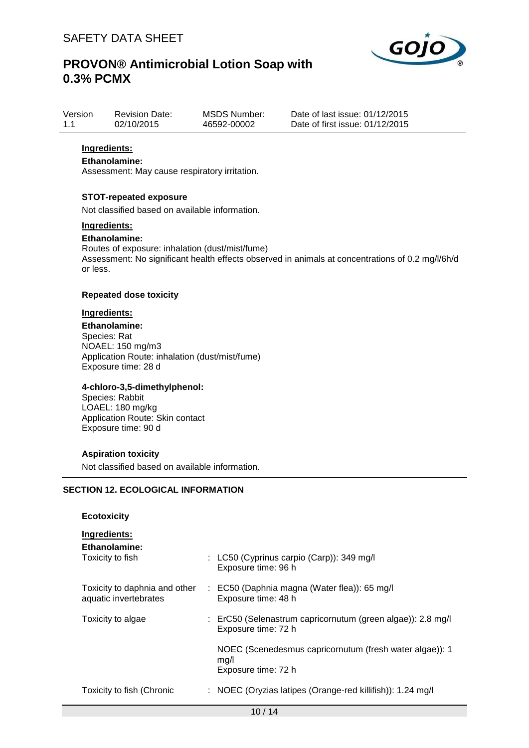**Ingredients:**

**Ethanolamine:**

Assessment: May cause respiratory irritation.

**STOT-repeated exposure**

Not classified based on available information.

**Ingredients:**

**Ethanolamine:**

Routes of exposure: inhalation (dust/mist/fume)

Assessment: No significant health effects observed in animals at concentrations of 0.2 mg/l/6h/d or less.

**Repeated dose toxicity**

**Ingredients:**

**Ethanolamine:**

Species: Rat
NOAEL: 150 mg/m3
Application Route: inhalation (dust/mist/fume)
Exposure time: 28 d

**4-chloro-3,5-dimethylphenol:**

Species: Rabbit
LOAEL: 180 mg/kg
Application Route: Skin contact
Exposure time: 90 d

**Aspiration toxicity**

Not classified based on available information.

## SECTION 12. ECOLOGICAL INFORMATION

**Ecotoxicity**

**Ingredients:**

**Ethanolamine:**

| | |
|---|---|
| Toxicity to fish | : LC50 (Cyprinus carpio (Carp)): 349 mg/l<br>Exposure time: 96 h |
| Toxicity to daphnia and other aquatic invertebrates | : EC50 (Daphnia magna (Water flea)): 65 mg/l<br>Exposure time: 48 h |
| Toxicity to algae | : ErC50 (Selenastrum capricornutum (green algae)): 2.8 mg/l<br>Exposure time: 72 h |
| | NOEC (Scenedesmus capricornutum (fresh water algae)): 1 mg/l<br>Exposure time: 72 h |
| Toxicity to fish (Chronic | : NOEC (Oryzias latipes (Orange-red killifish)): 1.24 mg/l |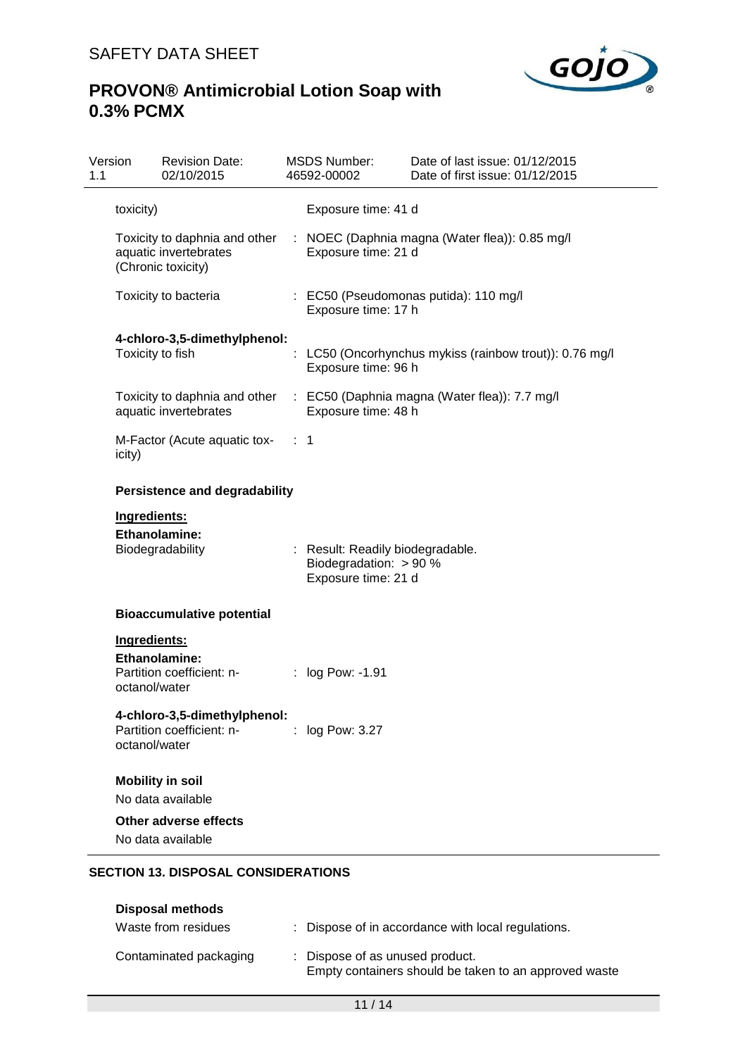| | |
|---|---|
| toxicity) | Exposure time: 41 d |
| Toxicity to daphnia and other aquatic invertebrates (Chronic toxicity) | : NOEC (Daphnia magna (Water flea)): 0.85 mg/l<br>Exposure time: 21 d |
| Toxicity to bacteria | : EC50 (Pseudomonas putida): 110 mg/l<br>Exposure time: 17 h |

**4-chloro-3,5-dimethylphenol:**

| | |
|---|---|
| Toxicity to fish | : LC50 (Oncorhynchus mykiss (rainbow trout)): 0.76 mg/l<br>Exposure time: 96 h |
| Toxicity to daphnia and other aquatic invertebrates | : EC50 (Daphnia magna (Water flea)): 7.7 mg/l<br>Exposure time: 48 h |
| M-Factor (Acute aquatic toxicity) | : 1 |

**Persistence and degradability**

**Ingredients:**

**Ethanolamine:**

| | |
|---|---|
| Biodegradability | : Result: Readily biodegradable.<br>Biodegradation: > 90 %<br>Exposure time: 21 d |

**Bioaccumulative potential**

**Ingredients:**

**Ethanolamine:**

| | |
|---|---|
| Partition coefficient: n-octanol/water | : log Pow: -1.91 |

**4-chloro-3,5-dimethylphenol:**

| | |
|---|---|
| Partition coefficient: n-octanol/water | : log Pow: 3.27 |

**Mobility in soil**

No data available

**Other adverse effects**

No data available

## SECTION 13. DISPOSAL CONSIDERATIONS

**Disposal methods**

| | |
|---|---|
| Waste from residues | : Dispose of in accordance with local regulations. |
| Contaminated packaging | : Dispose of as unused product.<br>Empty containers should be taken to an approved waste |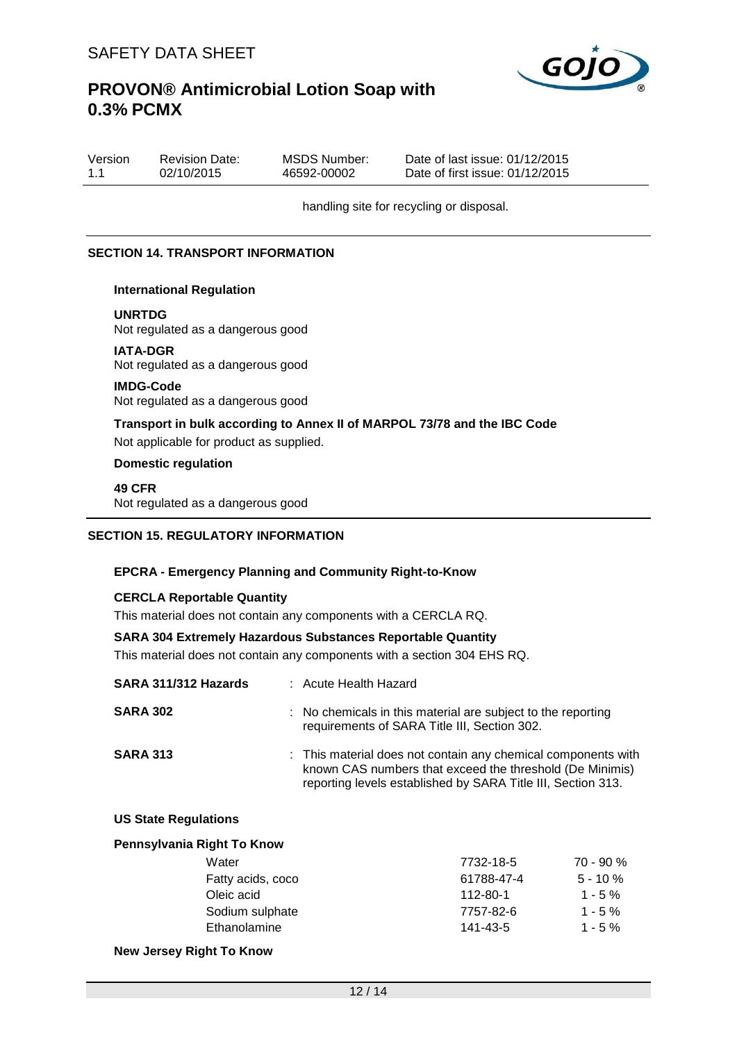handling site for recycling or disposal.

## SECTION 14. TRANSPORT INFORMATION

**International Regulation**

**UNRTDG**
Not regulated as a dangerous good

**IATA-DGR**
Not regulated as a dangerous good

**IMDG-Code**
Not regulated as a dangerous good

**Transport in bulk according to Annex II of MARPOL 73/78 and the IBC Code**
Not applicable for product as supplied.

**Domestic regulation**

**49 CFR**
Not regulated as a dangerous good

## SECTION 15. REGULATORY INFORMATION

**EPCRA - Emergency Planning and Community Right-to-Know**

**CERCLA Reportable Quantity**
This material does not contain any components with a CERCLA RQ.

**SARA 304 Extremely Hazardous Substances Reportable Quantity**
This material does not contain any components with a section 304 EHS RQ.

**SARA 311/312 Hazards** : Acute Health Hazard

**SARA 302** : No chemicals in this material are subject to the reporting requirements of SARA Title III, Section 302.

**SARA 313** : This material does not contain any chemical components with known CAS numbers that exceed the threshold (De Minimis) reporting levels established by SARA Title III, Section 313.

**US State Regulations**

**Pennsylvania Right To Know**

| | | |
|---|---|---|
| Water | 7732-18-5 | 70 - 90 % |
| Fatty acids, coco | 61788-47-4 | 5 - 10 % |
| Oleic acid | 112-80-1 | 1 - 5 % |
| Sodium sulphate | 7757-82-6 | 1 - 5 % |
| Ethanolamine | 141-43-5 | 1 - 5 % |

**New Jersey Right To Know**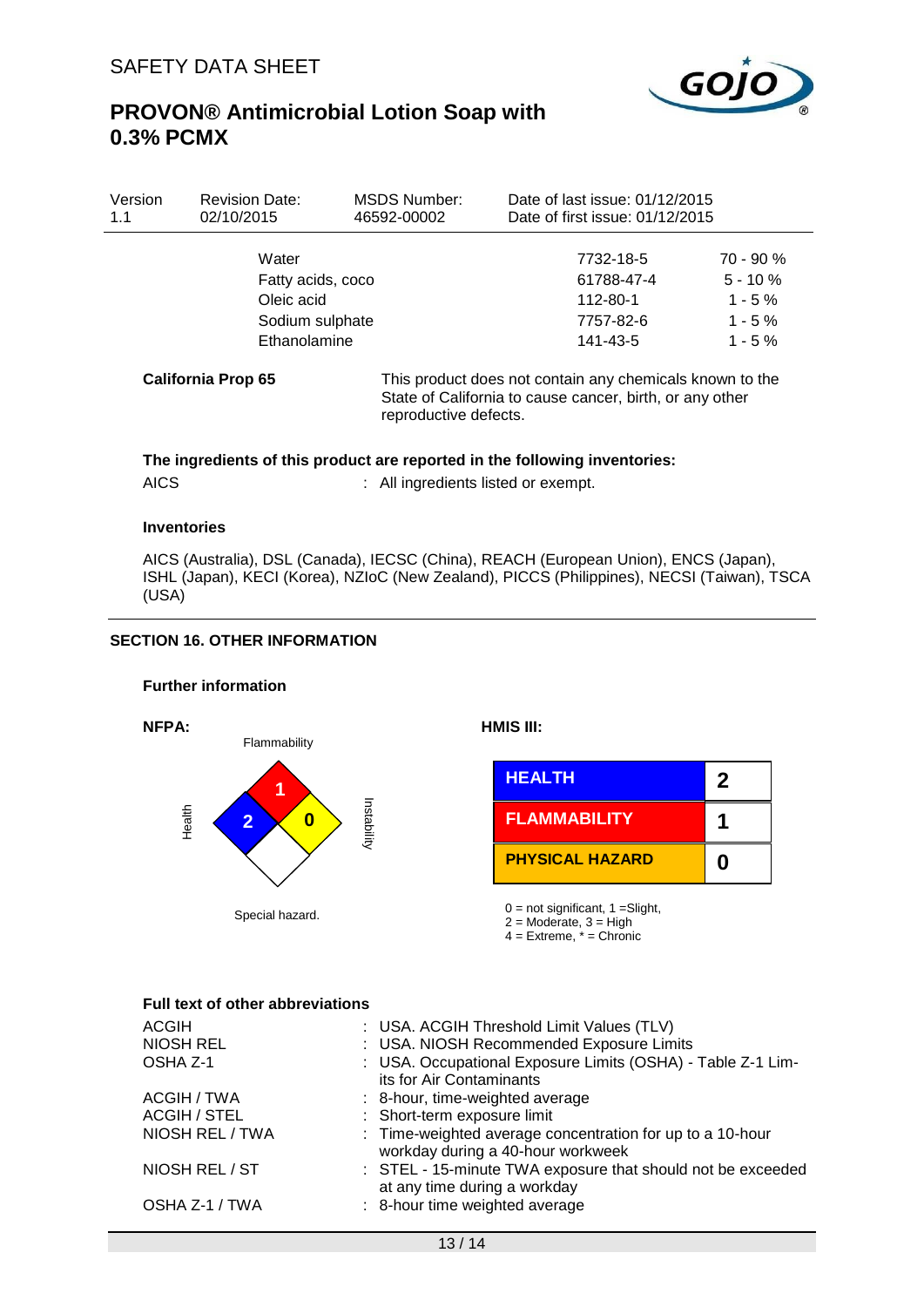| Version 1.1 | Revision Date: 02/10/2015 | MSDS Number: 46592-00002 | Date of last issue: 01/12/2015 Date of first issue: 01/12/2015 |
|---|---|---|---|

| | | |
|---|---|---|
| Water | 7732-18-5 | 70 - 90 % |
| Fatty acids, coco | 61788-47-4 | 5 - 10 % |
| Oleic acid | 112-80-1 | 1 - 5 % |
| Sodium sulphate | 7757-82-6 | 1 - 5 % |
| Ethanolamine | 141-43-5 | 1 - 5 % |

**California Prop 65** — This product does not contain any chemicals known to the State of California to cause cancer, birth, or any other reproductive defects.

**The ingredients of this product are reported in the following inventories:**

AICS : All ingredients listed or exempt.

**Inventories**

AICS (Australia), DSL (Canada), IECSC (China), REACH (European Union), ENCS (Japan), ISHL (Japan), KECI (Korea), NZIoC (New Zealand), PICCS (Philippines), NECSI (Taiwan), TSCA (USA)

## SECTION 16. OTHER INFORMATION

**Further information**

**NFPA:**

Flammability: 1
Health: 2
Instability: 0
Special hazard.

**HMIS III:**

| | |
|---|---|
| HEALTH | 2 |
| FLAMMABILITY | 1 |
| PHYSICAL HAZARD | 0 |

0 = not significant, 1 =Slight, 2 = Moderate, 3 = High 4 = Extreme, * = Chronic

**Full text of other abbreviations**

| | |
|---|---|
| ACGIH | : USA. ACGIH Threshold Limit Values (TLV) |
| NIOSH REL | : USA. NIOSH Recommended Exposure Limits |
| OSHA Z-1 | : USA. Occupational Exposure Limits (OSHA) - Table Z-1 Limits for Air Contaminants |
| ACGIH / TWA | : 8-hour, time-weighted average |
| ACGIH / STEL | : Short-term exposure limit |
| NIOSH REL / TWA | : Time-weighted average concentration for up to a 10-hour workday during a 40-hour workweek |
| NIOSH REL / ST | : STEL - 15-minute TWA exposure that should not be exceeded at any time during a workday |
| OSHA Z-1 / TWA | : 8-hour time weighted average |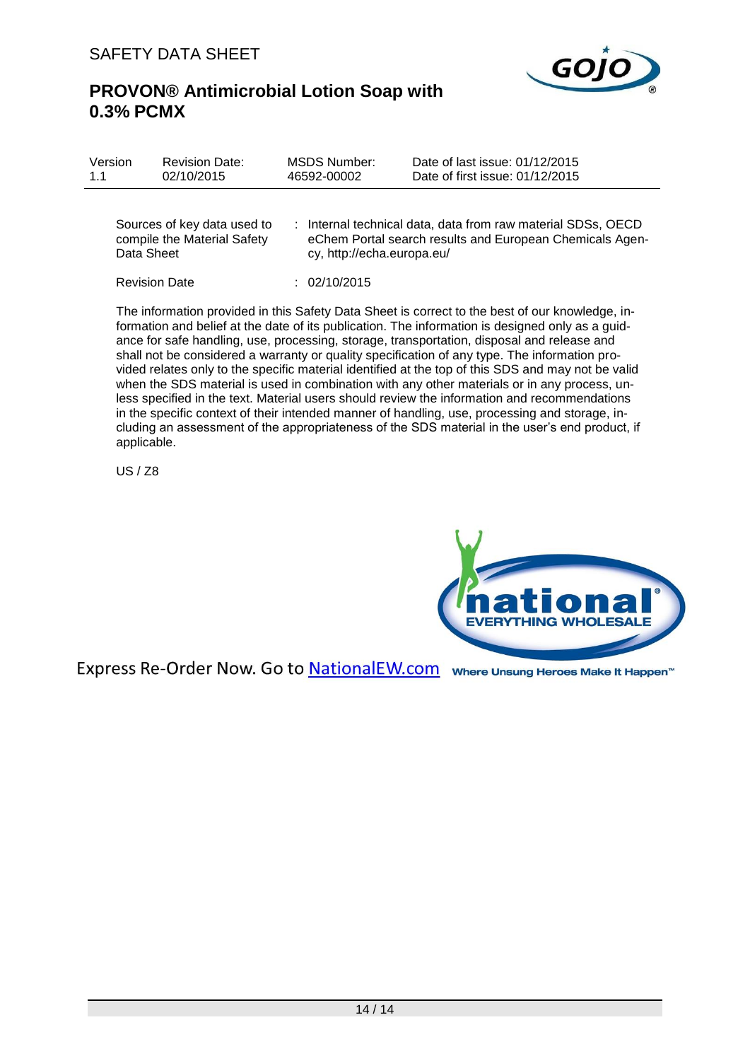| Version | Revision Date: | MSDS Number: | Date of last issue: 01/12/2015 |
| --- | --- | --- | --- |
| 1.1 | 02/10/2015 | 46592-00002 | Date of first issue: 01/12/2015 |

| | |
| --- | --- |
| Sources of key data used to compile the Material Safety Data Sheet | : Internal technical data, data from raw material SDSs, OECD eChem Portal search results and European Chemicals Agency, http://echa.europa.eu/ |
| Revision Date | : 02/10/2015 |

The information provided in this Safety Data Sheet is correct to the best of our knowledge, information and belief at the date of its publication. The information is designed only as a guidance for safe handling, use, processing, storage, transportation, disposal and release and shall not be considered a warranty or quality specification of any type. The information provided relates only to the specific material identified at the top of this SDS and may not be valid when the SDS material is used in combination with any other materials or in any process, unless specified in the text. Material users should review the information and recommendations in the specific context of their intended manner of handling, use, processing and storage, including an assessment of the appropriateness of the SDS material in the user's end product, if applicable.

US / Z8

Express Re-Order Now. Go to NationalEW.com Where Unsung Heroes Make It Happen™